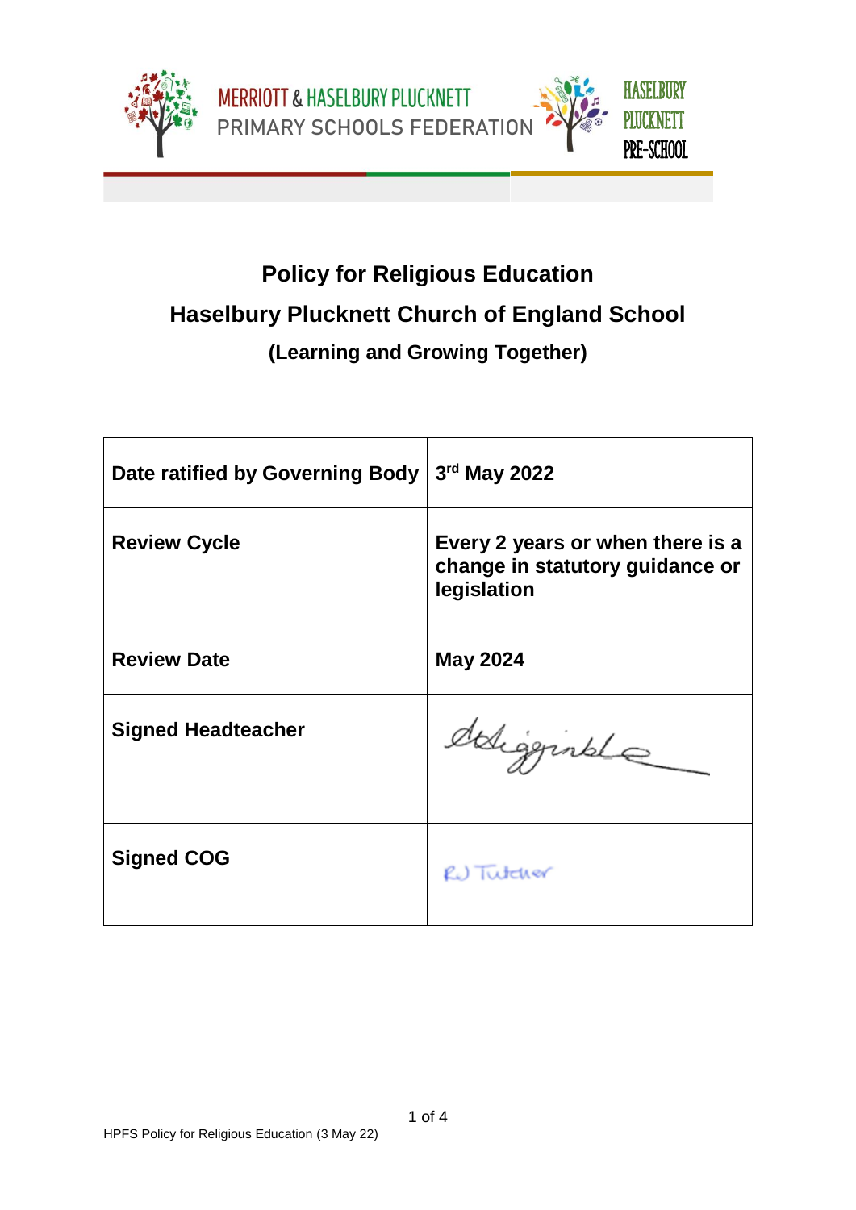MERRIOTT & HASELBURY PLUCKNETT
PRIMARY SCHOOLS FEDERATION

HASELBURY PLUCKNETT PRE-SCHOOL

# Policy for Religious Education

## Haselbury Plucknett Church of England School

### (Learning and Growing Together)

| | |
|---|---|
| **Date ratified by Governing Body** | **3rd May 2022** |
| **Review Cycle** | **Every 2 years or when there is a change in statutory guidance or legislation** |
| **Review Date** | **May 2024** |
| **Signed Headteacher** | |
| **Signed COG** | RJ Tutcher |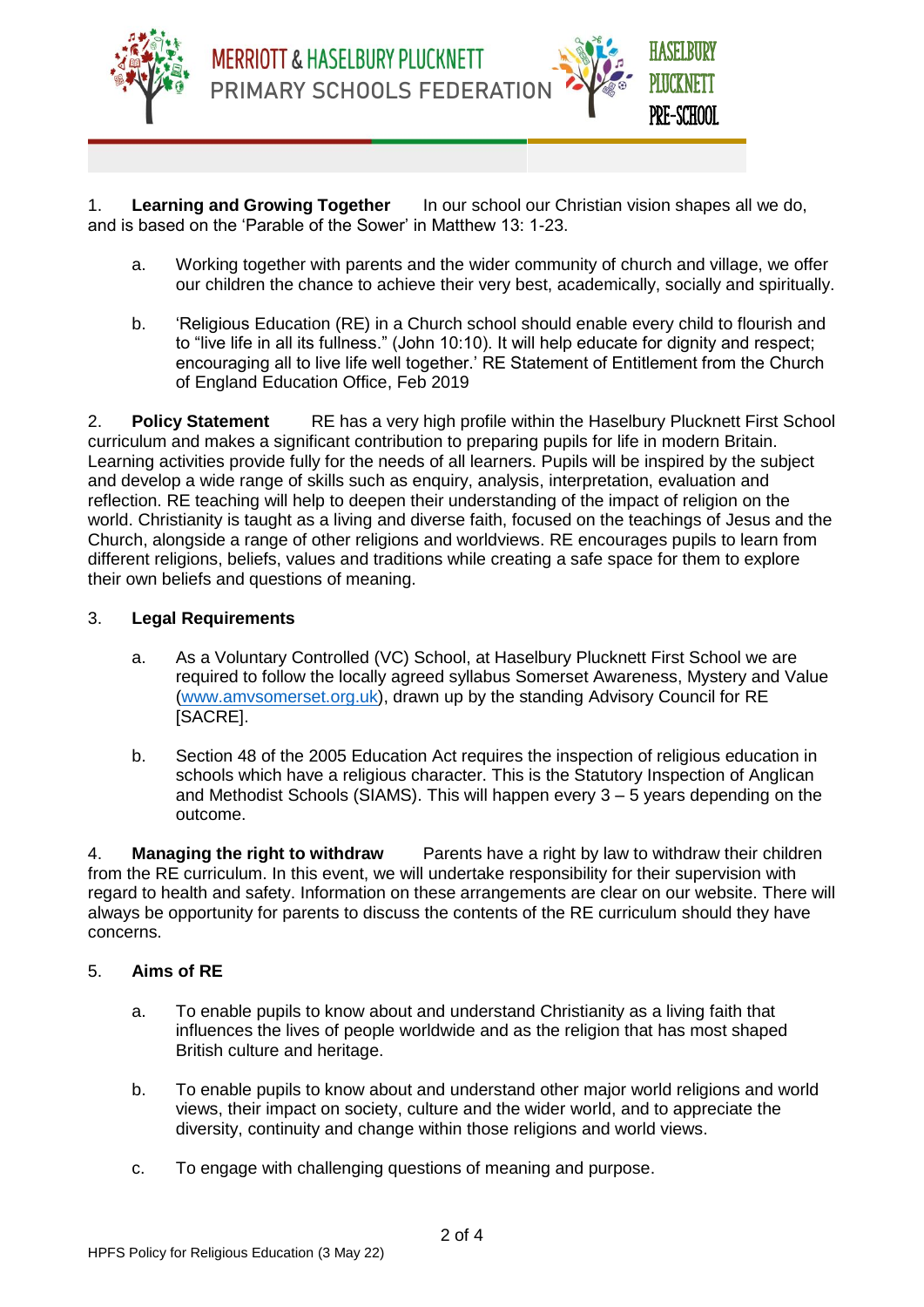1. **Learning and Growing Together** In our school our Christian vision shapes all we do, and is based on the 'Parable of the Sower' in Matthew 13: 1-23.

   a. Working together with parents and the wider community of church and village, we offer our children the chance to achieve their very best, academically, socially and spiritually.

   b. 'Religious Education (RE) in a Church school should enable every child to flourish and to "live life in all its fullness." (John 10:10). It will help educate for dignity and respect; encouraging all to live life well together.' RE Statement of Entitlement from the Church of England Education Office, Feb 2019

2. **Policy Statement** RE has a very high profile within the Haselbury Plucknett First School curriculum and makes a significant contribution to preparing pupils for life in modern Britain. Learning activities provide fully for the needs of all learners. Pupils will be inspired by the subject and develop a wide range of skills such as enquiry, analysis, interpretation, evaluation and reflection. RE teaching will help to deepen their understanding of the impact of religion on the world. Christianity is taught as a living and diverse faith, focused on the teachings of Jesus and the Church, alongside a range of other religions and worldviews. RE encourages pupils to learn from different religions, beliefs, values and traditions while creating a safe space for them to explore their own beliefs and questions of meaning.

3. **Legal Requirements**

   a. As a Voluntary Controlled (VC) School, at Haselbury Plucknett First School we are required to follow the locally agreed syllabus Somerset Awareness, Mystery and Value (www.amvsomerset.org.uk), drawn up by the standing Advisory Council for RE [SACRE].

   b. Section 48 of the 2005 Education Act requires the inspection of religious education in schools which have a religious character. This is the Statutory Inspection of Anglican and Methodist Schools (SIAMS). This will happen every 3 – 5 years depending on the outcome.

4. **Managing the right to withdraw** Parents have a right by law to withdraw their children from the RE curriculum. In this event, we will undertake responsibility for their supervision with regard to health and safety. Information on these arrangements are clear on our website. There will always be opportunity for parents to discuss the contents of the RE curriculum should they have concerns.

5. **Aims of RE**

   a. To enable pupils to know about and understand Christianity as a living faith that influences the lives of people worldwide and as the religion that has most shaped British culture and heritage.

   b. To enable pupils to know about and understand other major world religions and world views, their impact on society, culture and the wider world, and to appreciate the diversity, continuity and change within those religions and world views.

   c. To engage with challenging questions of meaning and purpose.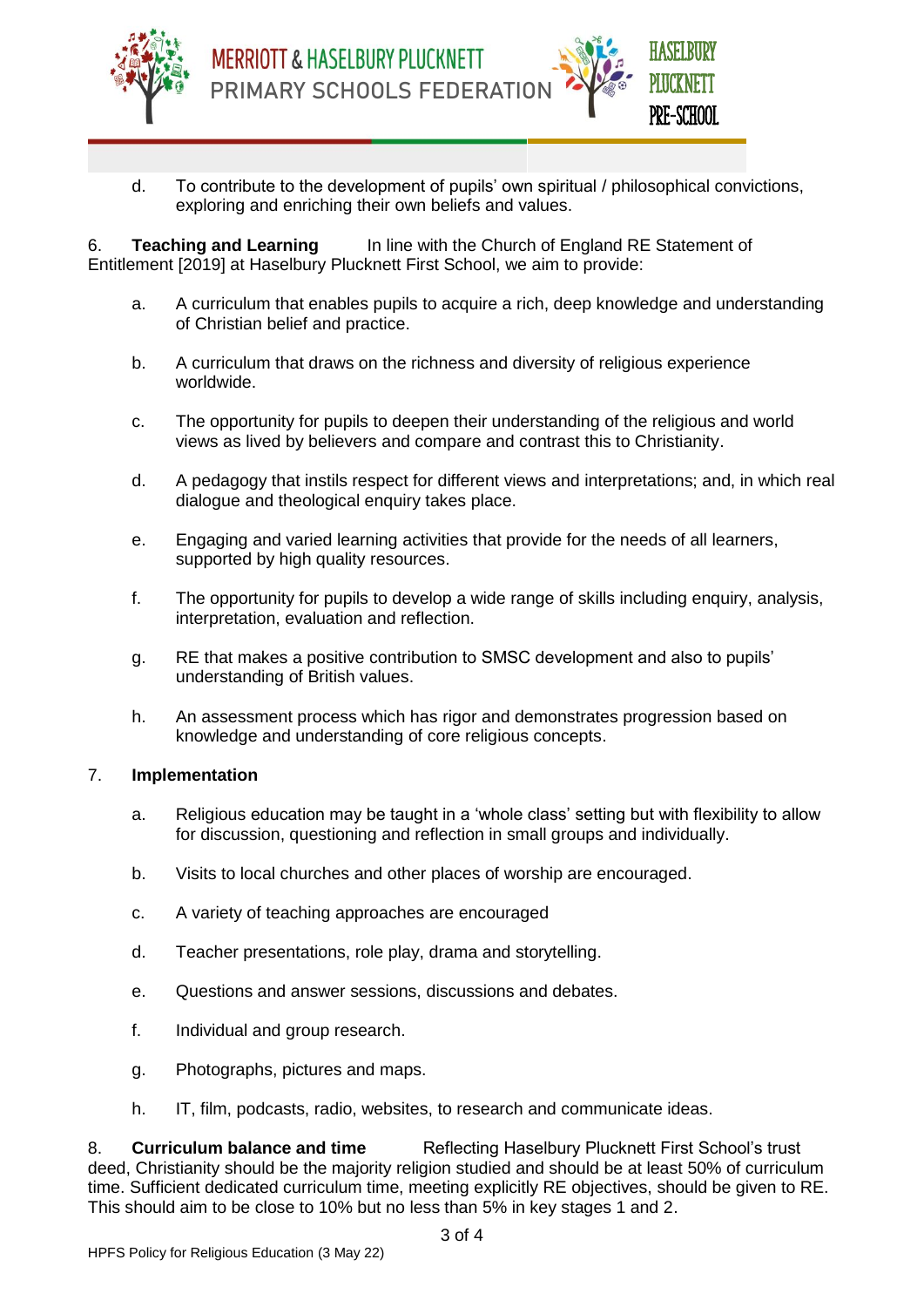d. To contribute to the development of pupils' own spiritual / philosophical convictions, exploring and enriching their own beliefs and values.

6. **Teaching and Learning** In line with the Church of England RE Statement of Entitlement [2019] at Haselbury Plucknett First School, we aim to provide:

a. A curriculum that enables pupils to acquire a rich, deep knowledge and understanding of Christian belief and practice.

b. A curriculum that draws on the richness and diversity of religious experience worldwide.

c. The opportunity for pupils to deepen their understanding of the religious and world views as lived by believers and compare and contrast this to Christianity.

d. A pedagogy that instils respect for different views and interpretations; and, in which real dialogue and theological enquiry takes place.

e. Engaging and varied learning activities that provide for the needs of all learners, supported by high quality resources.

f. The opportunity for pupils to develop a wide range of skills including enquiry, analysis, interpretation, evaluation and reflection.

g. RE that makes a positive contribution to SMSC development and also to pupils' understanding of British values.

h. An assessment process which has rigor and demonstrates progression based on knowledge and understanding of core religious concepts.

7. **Implementation**

a. Religious education may be taught in a 'whole class' setting but with flexibility to allow for discussion, questioning and reflection in small groups and individually.

b. Visits to local churches and other places of worship are encouraged.

c. A variety of teaching approaches are encouraged

d. Teacher presentations, role play, drama and storytelling.

e. Questions and answer sessions, discussions and debates.

f. Individual and group research.

g. Photographs, pictures and maps.

h. IT, film, podcasts, radio, websites, to research and communicate ideas.

8. **Curriculum balance and time** Reflecting Haselbury Plucknett First School's trust deed, Christianity should be the majority religion studied and should be at least 50% of curriculum time. Sufficient dedicated curriculum time, meeting explicitly RE objectives, should be given to RE. This should aim to be close to 10% but no less than 5% in key stages 1 and 2.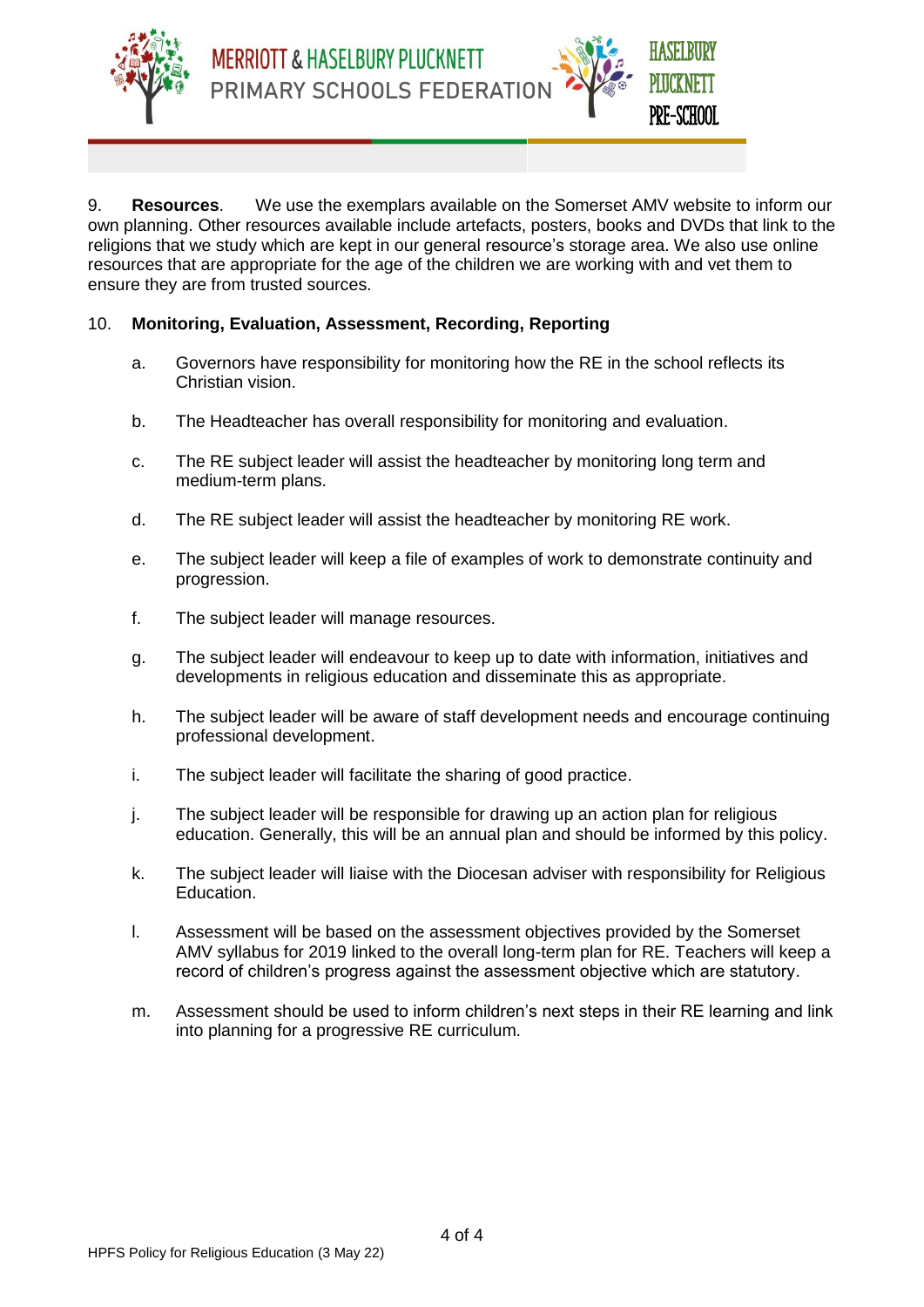9. **Resources**. We use the exemplars available on the Somerset AMV website to inform our own planning. Other resources available include artefacts, posters, books and DVDs that link to the religions that we study which are kept in our general resource's storage area. We also use online resources that are appropriate for the age of the children we are working with and vet them to ensure they are from trusted sources.

10. **Monitoring, Evaluation, Assessment, Recording, Reporting**

a. Governors have responsibility for monitoring how the RE in the school reflects its Christian vision.

b. The Headteacher has overall responsibility for monitoring and evaluation.

c. The RE subject leader will assist the headteacher by monitoring long term and medium-term plans.

d. The RE subject leader will assist the headteacher by monitoring RE work.

e. The subject leader will keep a file of examples of work to demonstrate continuity and progression.

f. The subject leader will manage resources.

g. The subject leader will endeavour to keep up to date with information, initiatives and developments in religious education and disseminate this as appropriate.

h. The subject leader will be aware of staff development needs and encourage continuing professional development.

i. The subject leader will facilitate the sharing of good practice.

j. The subject leader will be responsible for drawing up an action plan for religious education. Generally, this will be an annual plan and should be informed by this policy.

k. The subject leader will liaise with the Diocesan adviser with responsibility for Religious Education.

l. Assessment will be based on the assessment objectives provided by the Somerset AMV syllabus for 2019 linked to the overall long-term plan for RE. Teachers will keep a record of children's progress against the assessment objective which are statutory.

m. Assessment should be used to inform children's next steps in their RE learning and link into planning for a progressive RE curriculum.